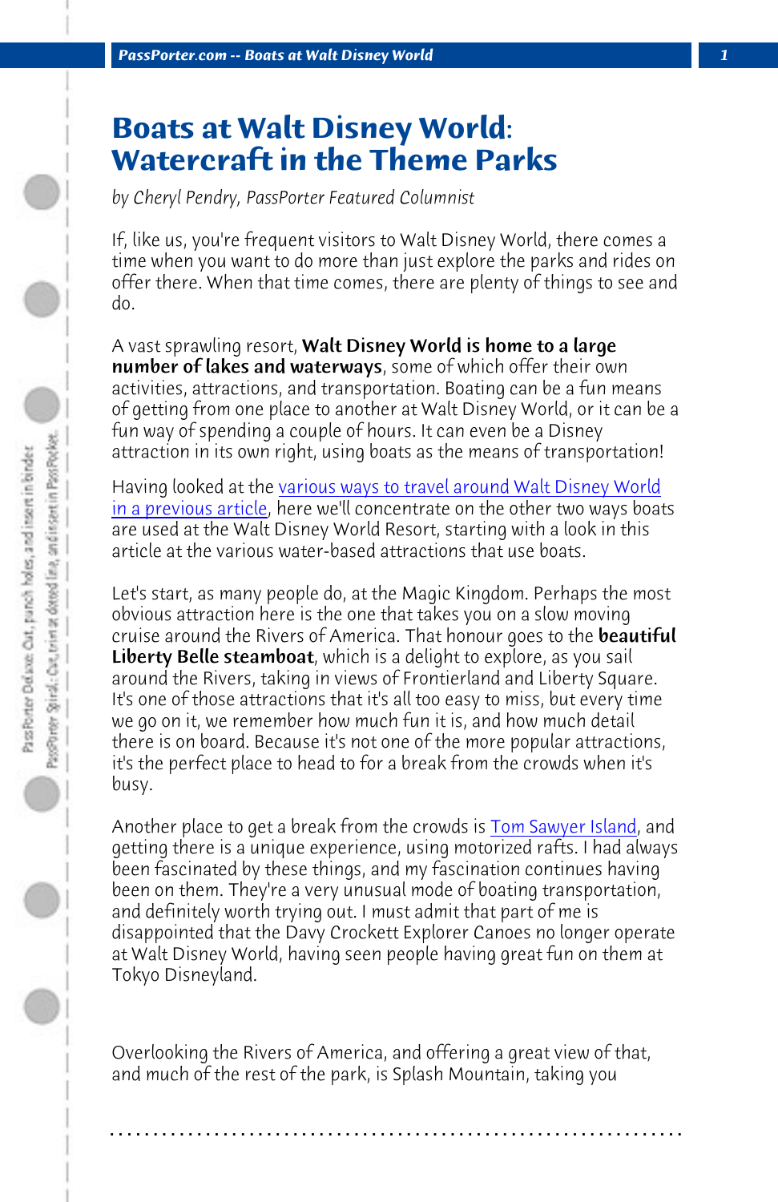# Boats at Walt Disney World: Watercraft in the Theme Parks

*by Cheryl Pendry, PassPorter Featured Columnist*

If, like us, you're frequent visitors to Walt Disney World, there comes a time when you want to do more than just explore the parks and rides on offer there. When that time comes, there are plenty of things to see and do.

A vast sprawling resort, **Walt Disney World is home to a large number of lakes and waterways**, some of which offer their own activities, attractions, and transportation. Boating can be a fun means of getting from one place to another at Walt Disney World, or it can be a fun way of spending a couple of hours. It can even be a Disney attraction in its own right, using boats as the means of transportation!

Having looked at the various ways to travel around Walt Disney World in a previous article, here we'll concentrate on the other two ways boats are used at the Walt Disney World Resort, starting with a look in this article at the various water-based attractions that use boats.

Let's start, as many people do, at the Magic Kingdom. Perhaps the most obvious attraction here is the one that takes you on a slow moving cruise around the Rivers of America. That honour goes to the **beautiful Liberty Belle steamboat**, which is a delight to explore, as you sail around the Rivers, taking in views of Frontierland and Liberty Square. It's one of those attractions that it's all too easy to miss, but every time we go on it, we remember how much fun it is, and how much detail there is on board. Because it's not one of the more popular attractions, it's the perfect place to head to for a break from the crowds when it's busy.

Another place to get a break from the crowds is Tom Sawyer Island, and getting there is a unique experience, using motorized rafts. I had always been fascinated by these things, and my fascination continues having been on them. They're a very unusual mode of boating transportation, and definitely worth trying out. I must admit that part of me is disappointed that the Davy Crockett Explorer Canoes no longer operate at Walt Disney World, having seen people having great fun on them at Tokyo Disneyland.

Overlooking the Rivers of America, and offering a great view of that, and much of the rest of the park, is Splash Mountain, taking you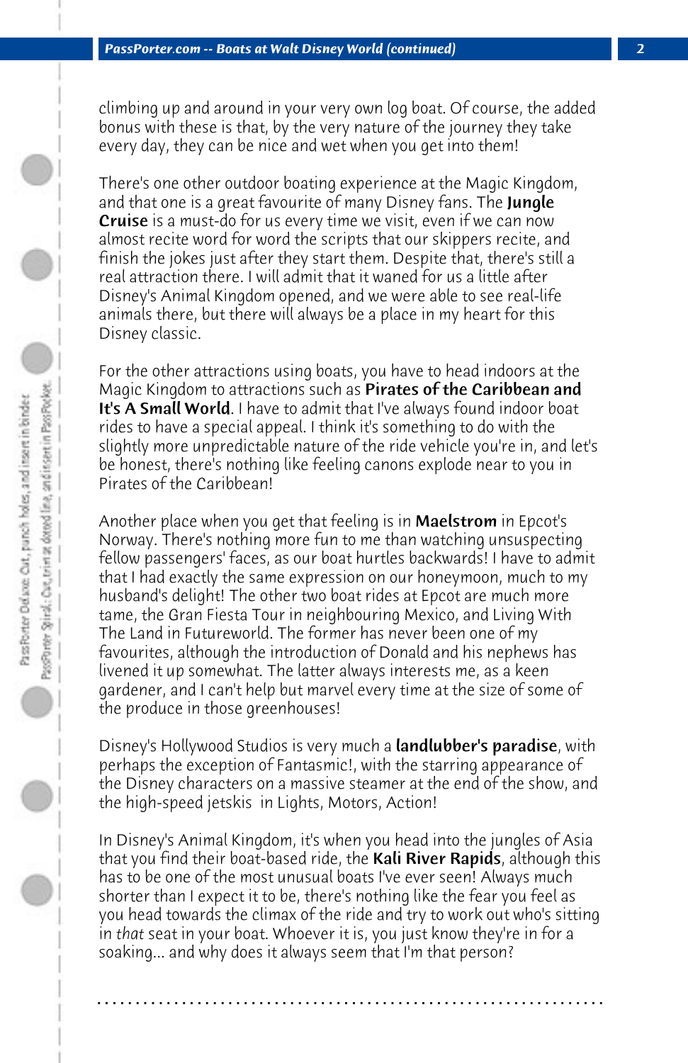climbing up and around in your very own log boat. Of course, the added bonus with these is that, by the very nature of the journey they take every day, they can be nice and wet when you get into them!

There's one other outdoor boating experience at the Magic Kingdom, and that one is a great favourite of many Disney fans. The **Jungle Cruise** is a must-do for us every time we visit, even if we can now almost recite word for word the scripts that our skippers recite, and finish the jokes just after they start them. Despite that, there's still a real attraction there. I will admit that it waned for us a little after Disney's Animal Kingdom opened, and we were able to see real-life animals there, but there will always be a place in my heart for this Disney classic.

For the other attractions using boats, you have to head indoors at the Magic Kingdom to attractions such as **Pirates of the Caribbean and It's A Small World**. I have to admit that I've always found indoor boat rides to have a special appeal. I think it's something to do with the slightly more unpredictable nature of the ride vehicle you're in, and let's be honest, there's nothing like feeling canons explode near to you in Pirates of the Caribbean!

Another place when you get that feeling is in **Maelstrom** in Epcot's Norway. There's nothing more fun to me than watching unsuspecting fellow passengers' faces, as our boat hurtles backwards! I have to admit that I had exactly the same expression on our honeymoon, much to my husband's delight! The other two boat rides at Epcot are much more tame, the Gran Fiesta Tour in neighbouring Mexico, and Living With The Land in Futureworld. The former has never been one of my favourites, although the introduction of Donald and his nephews has livened it up somewhat. The latter always interests me, as a keen gardener, and I can't help but marvel every time at the size of some of the produce in those greenhouses!

Disney's Hollywood Studios is very much a **landlubber's paradise**, with perhaps the exception of Fantasmic!, with the starring appearance of the Disney characters on a massive steamer at the end of the show, and the high-speed jetskis in Lights, Motors, Action!

In Disney's Animal Kingdom, it's when you head into the jungles of Asia that you find their boat-based ride, the **Kali River Rapids**, although this has to be one of the most unusual boats I've ever seen! Always much shorter than I expect it to be, there's nothing like the fear you feel as you head towards the climax of the ride and try to work out who's sitting in *that* seat in your boat. Whoever it is, you just know they're in for a soaking... and why does it always seem that I'm that person?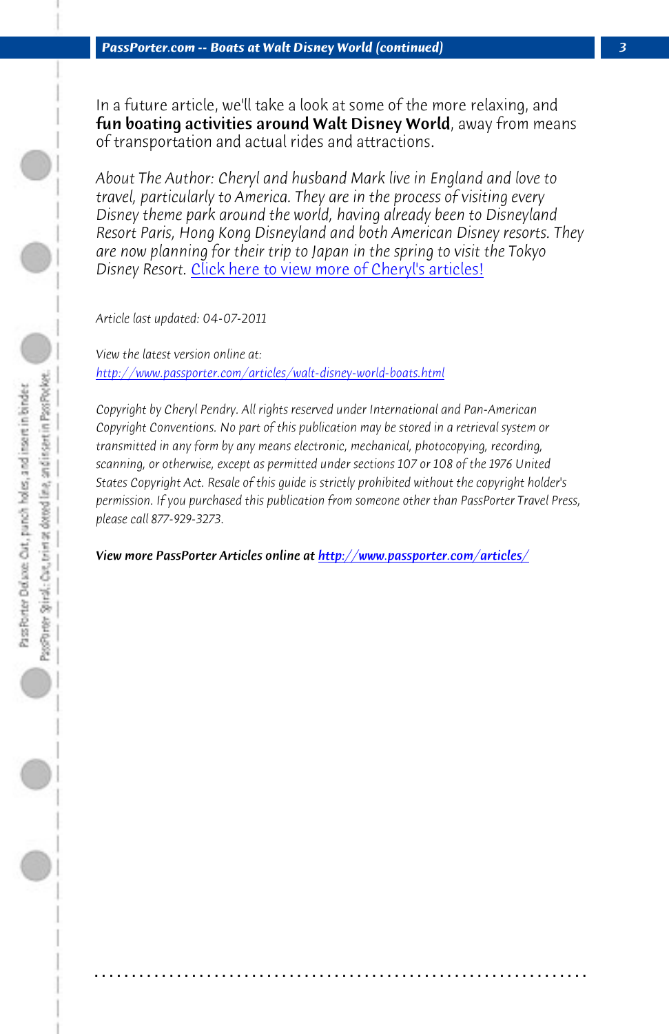In a future article, we'll take a look at some of the more relaxing, and **fun boating activities around Walt Disney World**, away from means of transportation and actual rides and attractions.

*About The Author: Cheryl and husband Mark live in England and love to travel, particularly to America. They are in the process of visiting every Disney theme park around the world, having already been to Disneyland Resort Paris, Hong Kong Disneyland and both American Disney resorts. They are now planning for their trip to Japan in the spring to visit the Tokyo Disney Resort. Click here to view more of Cheryl's articles!*

*Article last updated: 04-07-2011*

*View the latest version online at:*
*http://www.passporter.com/articles/walt-disney-world-boats.html*

*Copyright by Cheryl Pendry. All rights reserved under International and Pan-American Copyright Conventions. No part of this publication may be stored in a retrieval system or transmitted in any form by any means electronic, mechanical, photocopying, recording, scanning, or otherwise, except as permitted under sections 107 or 108 of the 1976 United States Copyright Act. Resale of this guide is strictly prohibited without the copyright holder's permission. If you purchased this publication from someone other than PassPorter Travel Press, please call 877-929-3273.*

***View more PassPorter Articles online at http://www.passporter.com/articles/***